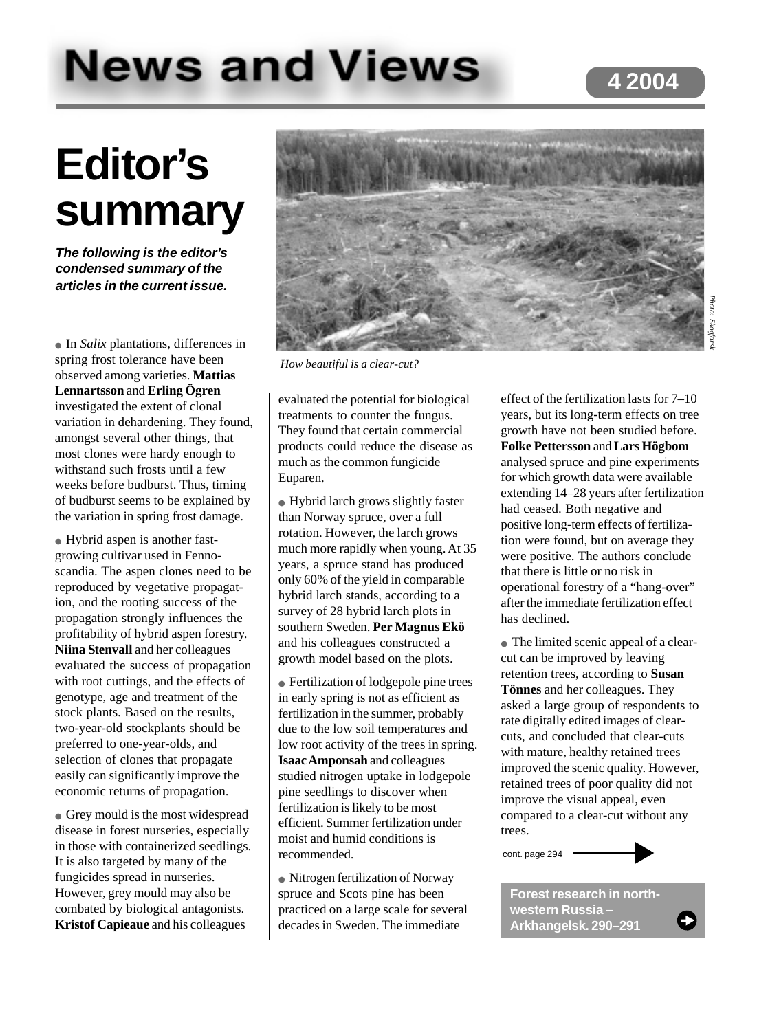# News and Views

4 2004

# Editor's summary

***The following is the editor's condensed summary of the articles in the current issue.***

How beautiful is a clear-cut?

Photo: Skogforsk

- In *Salix* plantations, differences in spring frost tolerance have been observed among varieties. **Mattias Lennartsson** and **Erling Ögren** investigated the extent of clonal variation in dehardening. They found, amongst several other things, that most clones were hardy enough to withstand such frosts until a few weeks before budburst. Thus, timing of budburst seems to be explained by the variation in spring frost damage.

- Hybrid aspen is another fast-growing cultivar used in Fennoscandia. The aspen clones need to be reproduced by vegetative propagation, and the rooting success of the propagation strongly influences the profitability of hybrid aspen forestry. **Niina Stenvall** and her colleagues evaluated the success of propagation with root cuttings, and the effects of genotype, age and treatment of the stock plants. Based on the results, two-year-old stockplants should be preferred to one-year-olds, and selection of clones that propagate easily can significantly improve the economic returns of propagation.

- Grey mould is the most widespread disease in forest nurseries, especially in those with containerized seedlings. It is also targeted by many of the fungicides spread in nurseries. However, grey mould may also be combated by biological antagonists. **Kristof Capieaue** and his colleagues evaluated the potential for biological treatments to counter the fungus. They found that certain commercial products could reduce the disease as much as the common fungicide Euparen.

- Hybrid larch grows slightly faster than Norway spruce, over a full rotation. However, the larch grows much more rapidly when young. At 35 years, a spruce stand has produced only 60% of the yield in comparable hybrid larch stands, according to a survey of 28 hybrid larch plots in southern Sweden. **Per Magnus Ekö** and his colleagues constructed a growth model based on the plots.

- Fertilization of lodgepole pine trees in early spring is not as efficient as fertilization in the summer, probably due to the low soil temperatures and low root activity of the trees in spring. **Isaac Amponsah** and colleagues studied nitrogen uptake in lodgepole pine seedlings to discover when fertilization is likely to be most efficient. Summer fertilization under moist and humid conditions is recommended.

- Nitrogen fertilization of Norway spruce and Scots pine has been practiced on a large scale for several decades in Sweden. The immediate effect of the fertilization lasts for 7–10 years, but its long-term effects on tree growth have not been studied before. **Folke Pettersson** and **Lars Högbom** analysed spruce and pine experiments for which growth data were available extending 14–28 years after fertilization had ceased. Both negative and positive long-term effects of fertilization were found, but on average they were positive. The authors conclude that there is little or no risk in operational forestry of a "hang-over" after the immediate fertilization effect has declined.

- The limited scenic appeal of a clear-cut can be improved by leaving retention trees, according to **Susan Tönnes** and her colleagues. They asked a large group of respondents to rate digitally edited images of clear-cuts, and concluded that clear-cuts with mature, healthy retained trees improved the scenic quality. However, retained trees of poor quality did not improve the visual appeal, even compared to a clear-cut without any trees.

cont. page 294

**Forest research in north-western Russia – Arkhangelsk. 290–291**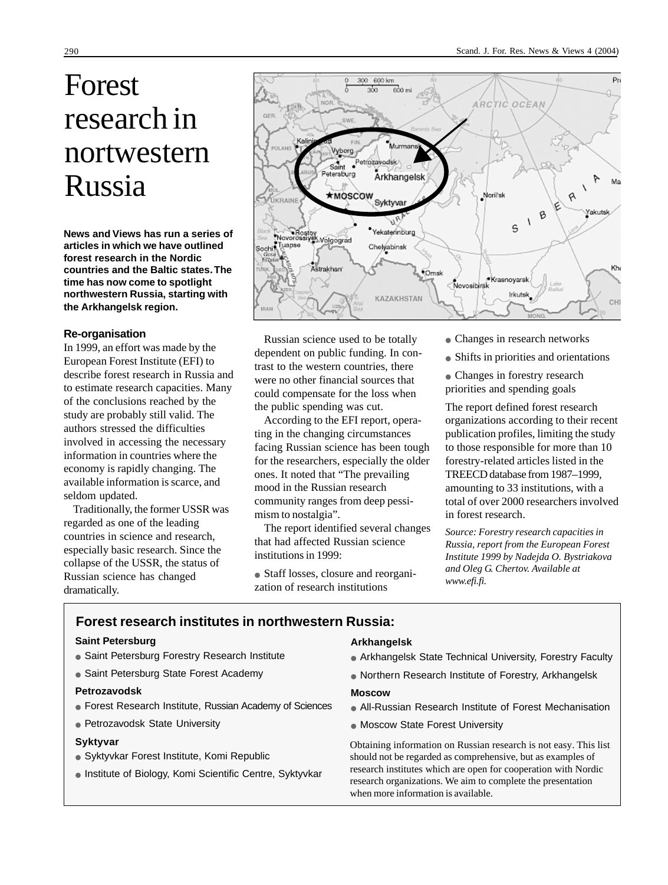# Forest research in nortwestern Russia

**News and Views has run a series of articles in which we have outlined forest research in the Nordic countries and the Baltic states. The time has now come to spotlight northwestern Russia, starting with the Arkhangelsk region.**

### Re-organisation

In 1999, an effort was made by the European Forest Institute (EFI) to describe forest research in Russia and to estimate research capacities. Many of the conclusions reached by the study are probably still valid. The authors stressed the difficulties involved in accessing the necessary information in countries where the economy is rapidly changing. The available information is scarce, and seldom updated.

Traditionally, the former USSR was regarded as one of the leading countries in science and research, especially basic research. Since the collapse of the USSR, the status of Russian science has changed dramatically.

Russian science used to be totally dependent on public funding. In contrast to the western countries, there were no other financial sources that could compensate for the loss when the public spending was cut.

According to the EFI report, operating in the changing circumstances facing Russian science has been tough for the researchers, especially the older ones. It noted that "The prevailing mood in the Russian research community ranges from deep pessimism to nostalgia".

The report identified several changes that had affected Russian science institutions in 1999:

- Staff losses, closure and reorganization of research institutions
- Changes in research networks
- Shifts in priorities and orientations
- Changes in forestry research priorities and spending goals

The report defined forest research organizations according to their recent publication profiles, limiting the study to those responsible for more than 10 forestry-related articles listed in the TREECD database from 1987–1999, amounting to 33 institutions, with a total of over 2000 researchers involved in forest research.

*Source: Forestry research capacities in Russia, report from the European Forest Institute 1999 by Nadejda O. Bystriakova and Oleg G. Chertov. Available at www.efi.fi.*

### Forest research institutes in northwestern Russia:

**Saint Petersburg**

- Saint Petersburg Forestry Research Institute
- Saint Petersburg State Forest Academy

**Petrozavodsk**

- Forest Research Institute, Russian Academy of Sciences
- Petrozavodsk State University

**Syktyvar**

- Syktyvkar Forest Institute, Komi Republic
- Institute of Biology, Komi Scientific Centre, Syktyvkar

**Arkhangelsk**

- Arkhangelsk State Technical University, Forestry Faculty
- Northern Research Institute of Forestry, Arkhangelsk

**Moscow**

- All-Russian Research Institute of Forest Mechanisation
- Moscow State Forest University

Obtaining information on Russian research is not easy. This list should not be regarded as comprehensive, but as examples of research institutes which are open for cooperation with Nordic research organizations. We aim to complete the presentation when more information is available.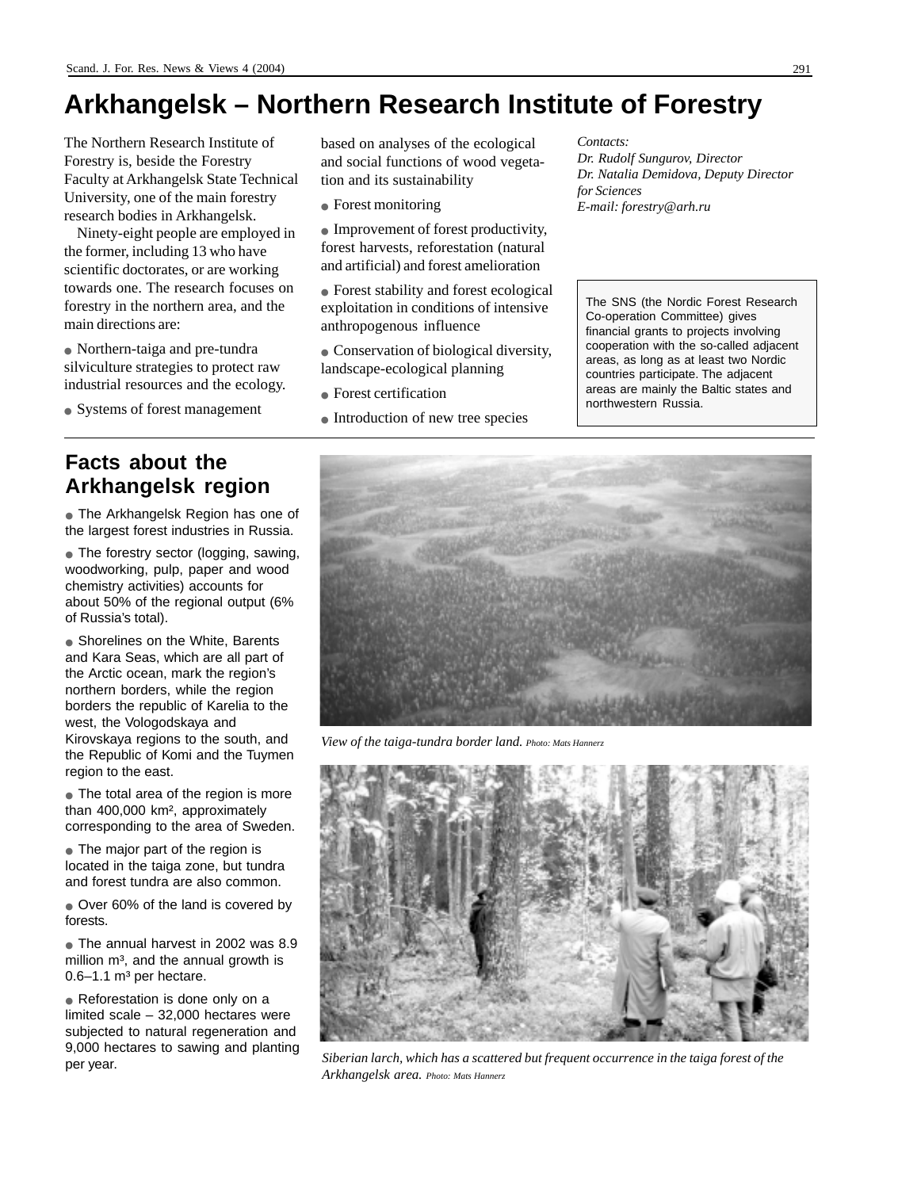# Arkhangelsk – Northern Research Institute of Forestry

The Northern Research Institute of Forestry is, beside the Forestry Faculty at Arkhangelsk State Technical University, one of the main forestry research bodies in Arkhangelsk.

Ninety-eight people are employed in the former, including 13 who have scientific doctorates, or are working towards one. The research focuses on forestry in the northern area, and the main directions are:

- Northern-taiga and pre-tundra silviculture strategies to protect raw industrial resources and the ecology.
- Systems of forest management based on analyses of the ecological and social functions of wood vegetation and its sustainability
- Forest monitoring
- Improvement of forest productivity, forest harvests, reforestation (natural and artificial) and forest amelioration
- Forest stability and forest ecological exploitation in conditions of intensive anthropogenous influence
- Conservation of biological diversity, landscape-ecological planning
- Forest certification
- Introduction of new tree species

*Contacts:*
*Dr. Rudolf Sungurov, Director*
*Dr. Natalia Demidova, Deputy Director for Sciences*
*E-mail: forestry@arh.ru*

The SNS (the Nordic Forest Research Co-operation Committee) gives financial grants to projects involving cooperation with the so-called adjacent areas, as long as at least two Nordic countries participate. The adjacent areas are mainly the Baltic states and northwestern Russia.

## Facts about the Arkhangelsk region

- The Arkhangelsk Region has one of the largest forest industries in Russia.
- The forestry sector (logging, sawing, woodworking, pulp, paper and wood chemistry activities) accounts for about 50% of the regional output (6% of Russia's total).
- Shorelines on the White, Barents and Kara Seas, which are all part of the Arctic ocean, mark the region's northern borders, while the region borders the republic of Karelia to the west, the Vologodskaya and Kirovskaya regions to the south, and the Republic of Komi and the Tuymen region to the east.
- The total area of the region is more than 400,000 km², approximately corresponding to the area of Sweden.
- The major part of the region is located in the taiga zone, but tundra and forest tundra are also common.
- Over 60% of the land is covered by forests.
- The annual harvest in 2002 was 8.9 million m³, and the annual growth is 0.6–1.1 m³ per hectare.
- Reforestation is done only on a limited scale – 32,000 hectares were subjected to natural regeneration and 9,000 hectares to sawing and planting per year.

*View of the taiga-tundra border land.* Photo: Mats Hannerz

*Siberian larch, which has a scattered but frequent occurrence in the taiga forest of the Arkhangelsk area.* Photo: Mats Hannerz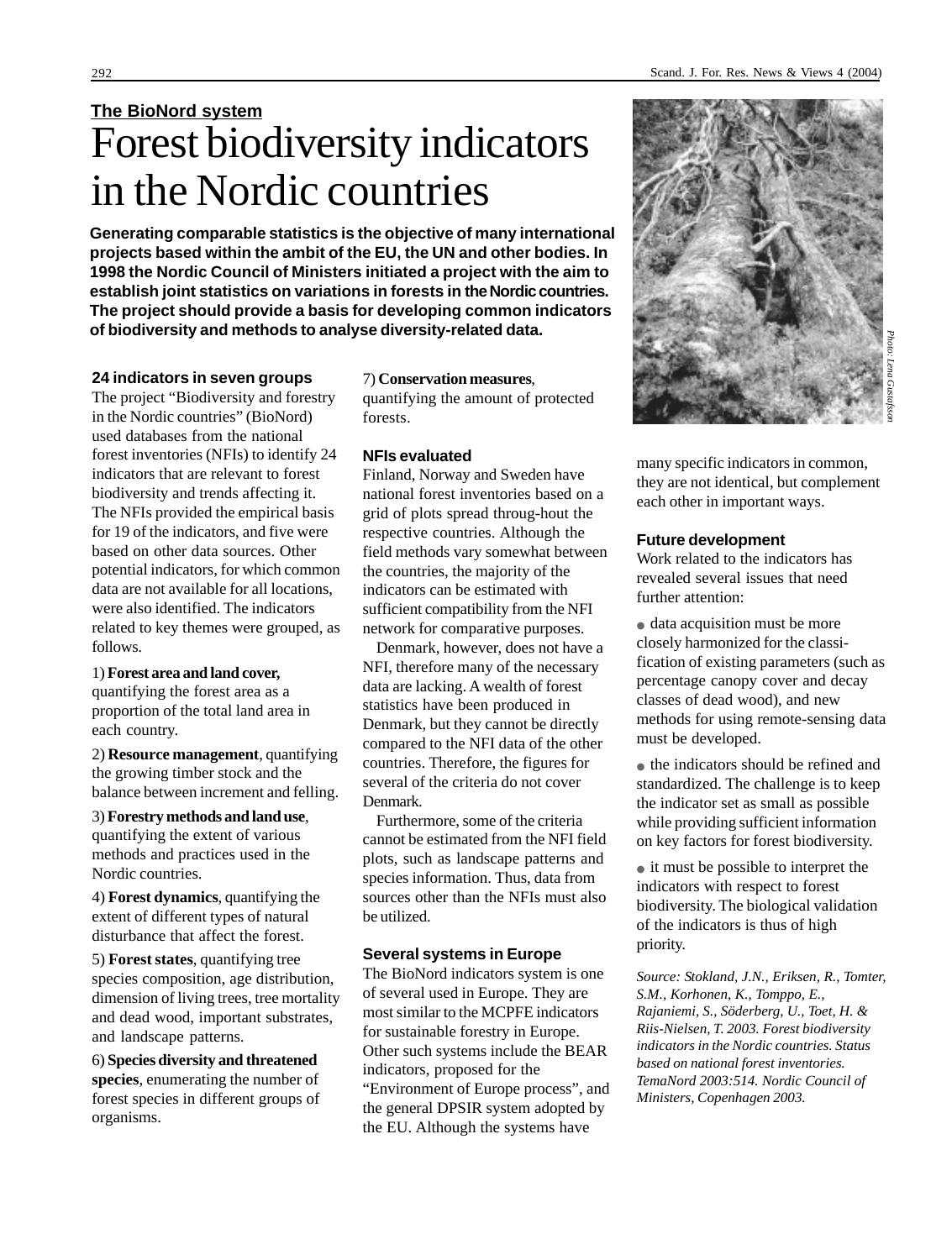**The BioNord system**

# Forest biodiversity indicators in the Nordic countries

**Generating comparable statistics is the objective of many international projects based within the ambit of the EU, the UN and other bodies. In 1998 the Nordic Council of Ministers initiated a project with the aim to establish joint statistics on variations in forests in the Nordic countries. The project should provide a basis for developing common indicators of biodiversity and methods to analyse diversity-related data.**

*Photo: Lena Gustafsson*

### 24 indicators in seven groups

The project "Biodiversity and forestry in the Nordic countries" (BioNord) used databases from the national forest inventories (NFIs) to identify 24 indicators that are relevant to forest biodiversity and trends affecting it. The NFIs provided the empirical basis for 19 of the indicators, and five were based on other data sources. Other potential indicators, for which common data are not available for all locations, were also identified. The indicators related to key themes were grouped, as follows.

1) **Forest area and land cover,** quantifying the forest area as a proportion of the total land area in each country.

2) **Resource management**, quantifying the growing timber stock and the balance between increment and felling.

3) **Forestry methods and land use**, quantifying the extent of various methods and practices used in the Nordic countries.

4) **Forest dynamics**, quantifying the extent of different types of natural disturbance that affect the forest.

5) **Forest states**, quantifying tree species composition, age distribution, dimension of living trees, tree mortality and dead wood, important substrates, and landscape patterns.

6) **Species diversity and threatened species**, enumerating the number of forest species in different groups of organisms.

7) **Conservation measures**, quantifying the amount of protected forests.

### NFIs evaluated

Finland, Norway and Sweden have national forest inventories based on a grid of plots spread throug-hout the respective countries. Although the field methods vary somewhat between the countries, the majority of the indicators can be estimated with sufficient compatibility from the NFI network for comparative purposes.

Denmark, however, does not have a NFI, therefore many of the necessary data are lacking. A wealth of forest statistics have been produced in Denmark, but they cannot be directly compared to the NFI data of the other countries. Therefore, the figures for several of the criteria do not cover Denmark.

Furthermore, some of the criteria cannot be estimated from the NFI field plots, such as landscape patterns and species information. Thus, data from sources other than the NFIs must also be utilized.

### Several systems in Europe

The BioNord indicators system is one of several used in Europe. They are most similar to the MCPFE indicators for sustainable forestry in Europe. Other such systems include the BEAR indicators, proposed for the "Environment of Europe process", and the general DPSIR system adopted by the EU. Although the systems have many specific indicators in common, they are not identical, but complement each other in important ways.

### Future development

Work related to the indicators has revealed several issues that need further attention:

- data acquisition must be more closely harmonized for the classi-fication of existing parameters (such as percentage canopy cover and decay classes of dead wood), and new methods for using remote-sensing data must be developed.
- the indicators should be refined and standardized. The challenge is to keep the indicator set as small as possible while providing sufficient information on key factors for forest biodiversity.
- it must be possible to interpret the indicators with respect to forest biodiversity. The biological validation of the indicators is thus of high priority.

*Source: Stokland, J.N., Eriksen, R., Tomter, S.M., Korhonen, K., Tomppo, E., Rajaniemi, S., Söderberg, U., Toet, H. & Riis-Nielsen, T. 2003. Forest biodiversity indicators in the Nordic countries. Status based on national forest inventories. TemaNord 2003:514. Nordic Council of Ministers, Copenhagen 2003.*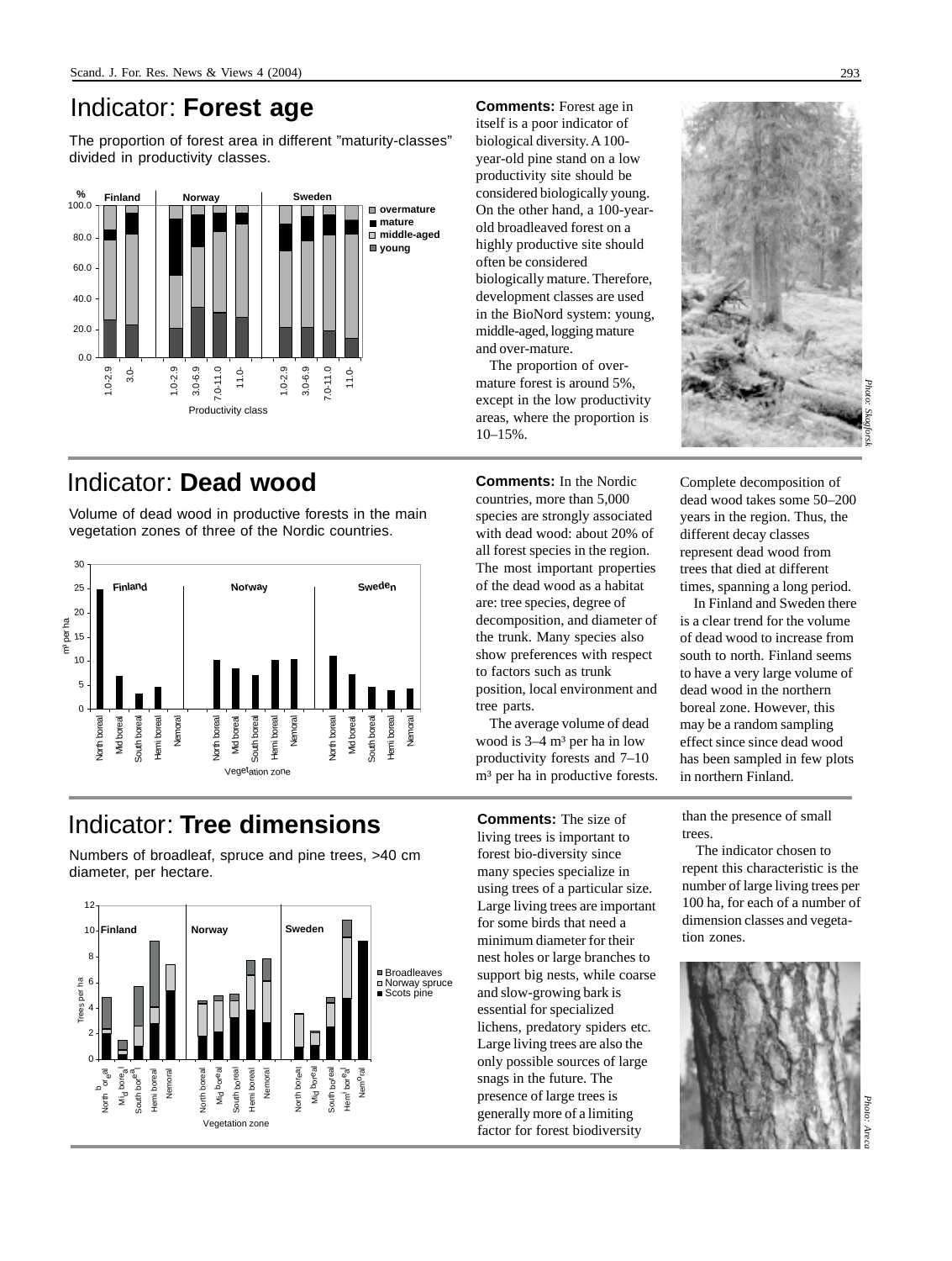# Indicator: **Forest age**

The proportion of forest area in different "maturity-classes" divided in productivity classes.

**Comments:** Forest age in itself is a poor indicator of biological diversity. A 100-year-old pine stand on a low productivity site should be considered biologically young. On the other hand, a 100-year-old broadleaved forest on a highly productive site should often be considered biologically mature. Therefore, development classes are used in the BioNord system: young, middle-aged, logging mature and over-mature.

The proportion of over-mature forest is around 5%, except in the low productivity areas, where the proportion is 10–15%.

*Photo: Skogforsk*

# Indicator: **Dead wood**

Volume of dead wood in productive forests in the main vegetation zones of three of the Nordic countries.

**Comments:** In the Nordic countries, more than 5,000 species are strongly associated with dead wood: about 20% of all forest species in the region. The most important properties of the dead wood as a habitat are: tree species, degree of decomposition, and diameter of the trunk. Many species also show preferences with respect to factors such as trunk position, local environment and tree parts.

The average volume of dead wood is 3–4 m³ per ha in low productivity forests and 7–10 m³ per ha in productive forests. Complete decomposition of dead wood takes some 50–200 years in the region. Thus, the different decay classes represent dead wood from trees that died at different times, spanning a long period.

In Finland and Sweden there is a clear trend for the volume of dead wood to increase from south to north. Finland seems to have a very large volume of dead wood in the northern boreal zone. However, this may be a random sampling effect since since dead wood has been sampled in few plots in northern Finland.

# Indicator: **Tree dimensions**

Numbers of broadleaf, spruce and pine trees, >40 cm diameter, per hectare.

**Comments:** The size of living trees is important to forest bio-diversity since many species specialize in using trees of a particular size. Large living trees are important for some birds that need a minimum diameter for their nest holes or large branches to support big nests, while coarse and slow-growing bark is essential for specialized lichens, predatory spiders etc. Large living trees are also the only possible sources of large snags in the future. The presence of large trees is generally more of a limiting factor for forest biodiversity than the presence of small trees.

The indicator chosen to repent this characteristic is the number of large living trees per 100 ha, for each of a number of dimension classes and vegetation zones.

*Photo: Areca*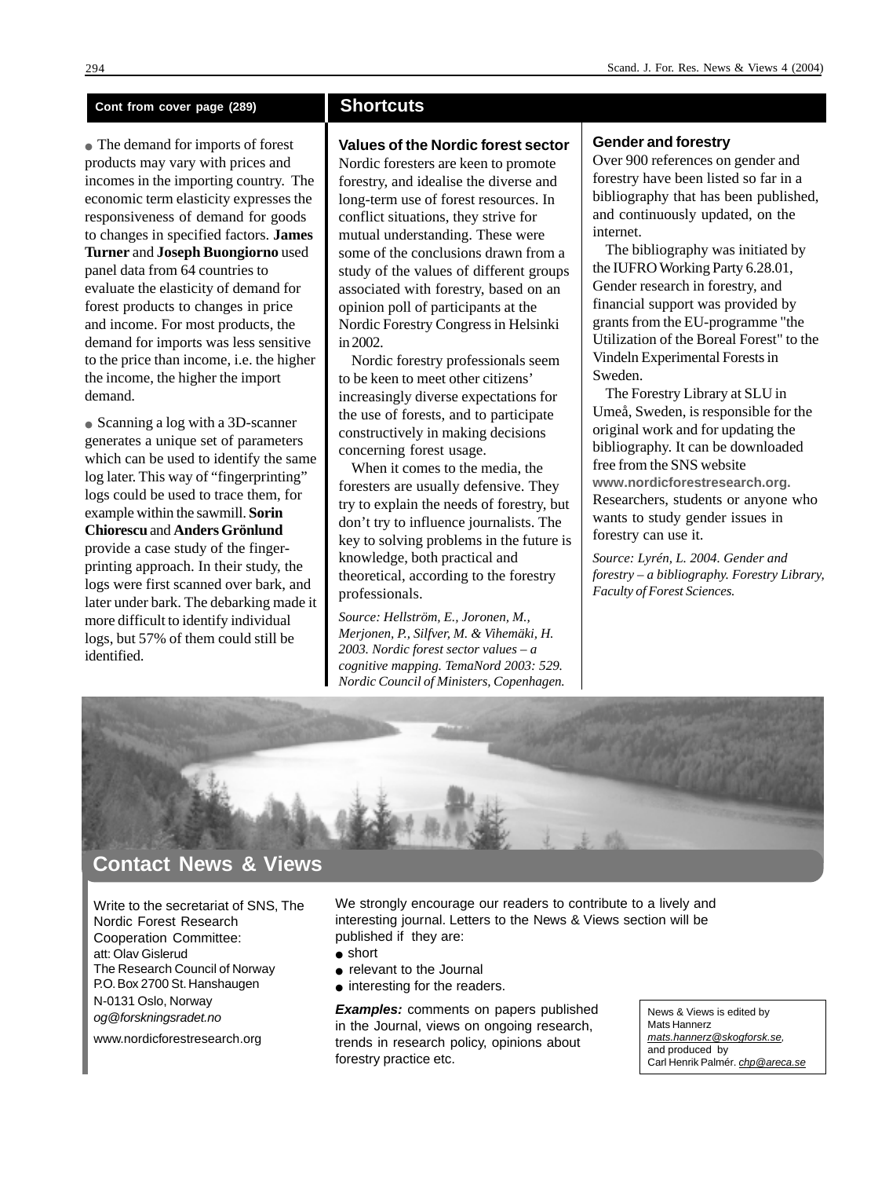**Cont from cover page (289)**

- The demand for imports of forest products may vary with prices and incomes in the importing country. The economic term elasticity expresses the responsiveness of demand for goods to changes in specified factors. **James Turner** and **Joseph Buongiorno** used panel data from 64 countries to evaluate the elasticity of demand for forest products to changes in price and income. For most products, the demand for imports was less sensitive to the price than income, i.e. the higher the income, the higher the import demand.

- Scanning a log with a 3D-scanner generates a unique set of parameters which can be used to identify the same log later. This way of "fingerprinting" logs could be used to trace them, for example within the sawmill. **Sorin Chiorescu** and **Anders Grönlund** provide a case study of the finger-printing approach. In their study, the logs were first scanned over bark, and later under bark. The debarking made it more difficult to identify individual logs, but 57% of them could still be identified.

## Shortcuts

### Values of the Nordic forest sector

Nordic foresters are keen to promote forestry, and idealise the diverse and long-term use of forest resources. In conflict situations, they strive for mutual understanding. These were some of the conclusions drawn from a study of the values of different groups associated with forestry, based on an opinion poll of participants at the Nordic Forestry Congress in Helsinki in 2002.

Nordic forestry professionals seem to be keen to meet other citizens' increasingly diverse expectations for the use of forests, and to participate constructively in making decisions concerning forest usage.

When it comes to the media, the foresters are usually defensive. They try to explain the needs of forestry, but don't try to influence journalists. The key to solving problems in the future is knowledge, both practical and theoretical, according to the forestry professionals.

*Source: Hellström, E., Joronen, M., Merjonen, P., Silfver, M. & Vihemäki, H. 2003. Nordic forest sector values – a cognitive mapping. TemaNord 2003: 529. Nordic Council of Ministers, Copenhagen.*

### Gender and forestry

Over 900 references on gender and forestry have been listed so far in a bibliography that has been published, and continuously updated, on the internet.

The bibliography was initiated by the IUFRO Working Party 6.28.01, Gender research in forestry, and financial support was provided by grants from the EU-programme "the Utilization of the Boreal Forest" to the Vindeln Experimental Forests in Sweden.

The Forestry Library at SLU in Umeå, Sweden, is responsible for the original work and for updating the bibliography. It can be downloaded free from the SNS website **www.nordicforestresearch.org.** Researchers, students or anyone who wants to study gender issues in forestry can use it.

*Source: Lyrén, L. 2004. Gender and forestry – a bibliography. Forestry Library, Faculty of Forest Sciences.*

## Contact News & Views

Write to the secretariat of SNS, The Nordic Forest Research Cooperation Committee:
att: Olav Gislerud
The Research Council of Norway
P.O. Box 2700 St. Hanshaugen
N-0131 Oslo, Norway
*og@forskningsradet.no*

www.nordicforestresearch.org

We strongly encourage our readers to contribute to a lively and interesting journal. Letters to the News & Views section will be published if they are:

- short
- relevant to the Journal
- interesting for the readers.

***Examples:*** comments on papers published in the Journal, views on ongoing research, trends in research policy, opinions about forestry practice etc.

News & Views is edited by Mats Hannerz
*mats.hannerz@skogforsk.se*,
and produced by
Carl Henrik Palmér. *chp@areca.se*